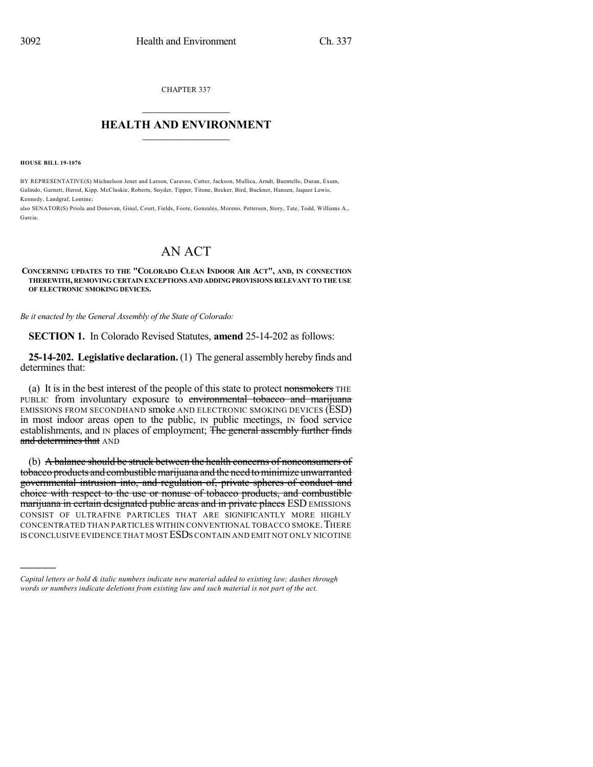CHAPTER 337

## HEALTH AND ENVIRONMENT

**HOUSE BILL 19-1076**

BY REPRESENTATIVE(S) Michaelson Jenet and Larson, Caraveo, Cutter, Jackson, Mullica, Arndt, Buentello, Duran, Exum, Galindo, Garnett, Herod, Kipp, McCluskie, Roberts, Snyder, Tipper, Titone, Becker, Bird, Buckner, Hansen, Jaquez Lewis, Kennedy, Landgraf, Lontine;
also SENATOR(S) Priola and Donovan, Ginal, Court, Fields, Foote, Gonzales, Moreno, Pettersen, Story, Tate, Todd, Williams A., Garcia.

# AN ACT

**CONCERNING UPDATES TO THE "COLORADO CLEAN INDOOR AIR ACT", AND, IN CONNECTION THEREWITH, REMOVING CERTAIN EXCEPTIONS AND ADDING PROVISIONS RELEVANT TO THE USE OF ELECTRONIC SMOKING DEVICES.**

*Be it enacted by the General Assembly of the State of Colorado:*

**SECTION 1.** In Colorado Revised Statutes, **amend** 25-14-202 as follows:

**25-14-202. Legislative declaration.** (1) The general assembly hereby finds and determines that:

(a) It is in the best interest of the people of this state to protect ~~nonsmokers~~ THE PUBLIC from involuntary exposure to ~~environmental tobacco and marijuana~~ EMISSIONS FROM SECONDHAND smoke AND ELECTRONIC SMOKING DEVICES (ESD) in most indoor areas open to the public, IN public meetings, IN food service establishments, and IN places of employment; ~~The general assembly further finds and determines that~~ AND

(b) ~~A balance should be struck between the health concerns of nonconsumers of tobacco products and combustible marijuana and the need to minimize unwarranted governmental intrusion into, and regulation of, private spheres of conduct and choice with respect to the use or nonuse of tobacco products, and combustible marijuana in certain designated public areas and in private places~~ ESD EMISSIONS CONSIST OF ULTRAFINE PARTICLES THAT ARE SIGNIFICANTLY MORE HIGHLY CONCENTRATED THAN PARTICLES WITHIN CONVENTIONAL TOBACCO SMOKE. THERE IS CONCLUSIVE EVIDENCE THAT MOST ESDs CONTAIN AND EMIT NOT ONLY NICOTINE

---

*Capital letters or bold & italic numbers indicate new material added to existing law; dashes through words or numbers indicate deletions from existing law and such material is not part of the act.*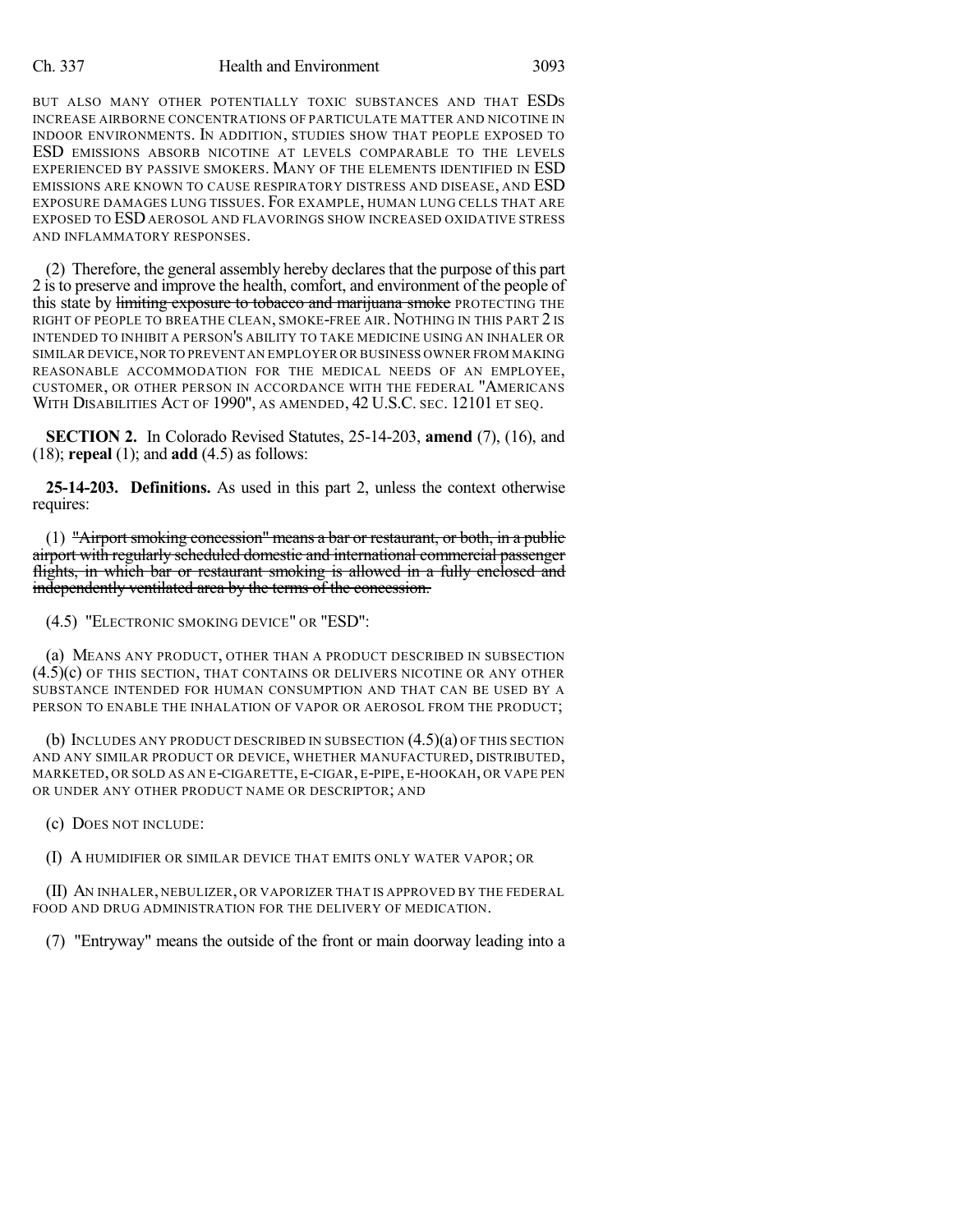BUT ALSO MANY OTHER POTENTIALLY TOXIC SUBSTANCES AND THAT ESDS INCREASE AIRBORNE CONCENTRATIONS OF PARTICULATE MATTER AND NICOTINE IN INDOOR ENVIRONMENTS. IN ADDITION, STUDIES SHOW THAT PEOPLE EXPOSED TO ESD EMISSIONS ABSORB NICOTINE AT LEVELS COMPARABLE TO THE LEVELS EXPERIENCED BY PASSIVE SMOKERS. MANY OF THE ELEMENTS IDENTIFIED IN ESD EMISSIONS ARE KNOWN TO CAUSE RESPIRATORY DISTRESS AND DISEASE, AND ESD EXPOSURE DAMAGES LUNG TISSUES. FOR EXAMPLE, HUMAN LUNG CELLS THAT ARE EXPOSED TO ESD AEROSOL AND FLAVORINGS SHOW INCREASED OXIDATIVE STRESS AND INFLAMMATORY RESPONSES.

(2) Therefore, the general assembly hereby declares that the purpose of this part 2 is to preserve and improve the health, comfort, and environment of the people of this state by ~~limiting exposure to tobacco and marijuana smoke~~ PROTECTING THE RIGHT OF PEOPLE TO BREATHE CLEAN, SMOKE-FREE AIR. NOTHING IN THIS PART 2 IS INTENDED TO INHIBIT A PERSON'S ABILITY TO TAKE MEDICINE USING AN INHALER OR SIMILAR DEVICE, NOR TO PREVENT AN EMPLOYER OR BUSINESS OWNER FROM MAKING REASONABLE ACCOMMODATION FOR THE MEDICAL NEEDS OF AN EMPLOYEE, CUSTOMER, OR OTHER PERSON IN ACCORDANCE WITH THE FEDERAL "AMERICANS WITH DISABILITIES ACT OF 1990", AS AMENDED, 42 U.S.C. SEC. 12101 ET SEQ.

**SECTION 2.** In Colorado Revised Statutes, 25-14-203, **amend** (7), (16), and (18); **repeal** (1); and **add** (4.5) as follows:

**25-14-203. Definitions.** As used in this part 2, unless the context otherwise requires:

(1) ~~"Airport smoking concession" means a bar or restaurant, or both, in a public airport with regularly scheduled domestic and international commercial passenger flights, in which bar or restaurant smoking is allowed in a fully enclosed and independently ventilated area by the terms of the concession.~~

(4.5) "ELECTRONIC SMOKING DEVICE" OR "ESD":

(a) MEANS ANY PRODUCT, OTHER THAN A PRODUCT DESCRIBED IN SUBSECTION (4.5)(c) OF THIS SECTION, THAT CONTAINS OR DELIVERS NICOTINE OR ANY OTHER SUBSTANCE INTENDED FOR HUMAN CONSUMPTION AND THAT CAN BE USED BY A PERSON TO ENABLE THE INHALATION OF VAPOR OR AEROSOL FROM THE PRODUCT;

(b) INCLUDES ANY PRODUCT DESCRIBED IN SUBSECTION (4.5)(a) OF THIS SECTION AND ANY SIMILAR PRODUCT OR DEVICE, WHETHER MANUFACTURED, DISTRIBUTED, MARKETED, OR SOLD AS AN E-CIGARETTE, E-CIGAR, E-PIPE, E-HOOKAH, OR VAPE PEN OR UNDER ANY OTHER PRODUCT NAME OR DESCRIPTOR; AND

(c) DOES NOT INCLUDE:

(I) A HUMIDIFIER OR SIMILAR DEVICE THAT EMITS ONLY WATER VAPOR; OR

(II) AN INHALER, NEBULIZER, OR VAPORIZER THAT IS APPROVED BY THE FEDERAL FOOD AND DRUG ADMINISTRATION FOR THE DELIVERY OF MEDICATION.

(7) "Entryway" means the outside of the front or main doorway leading into a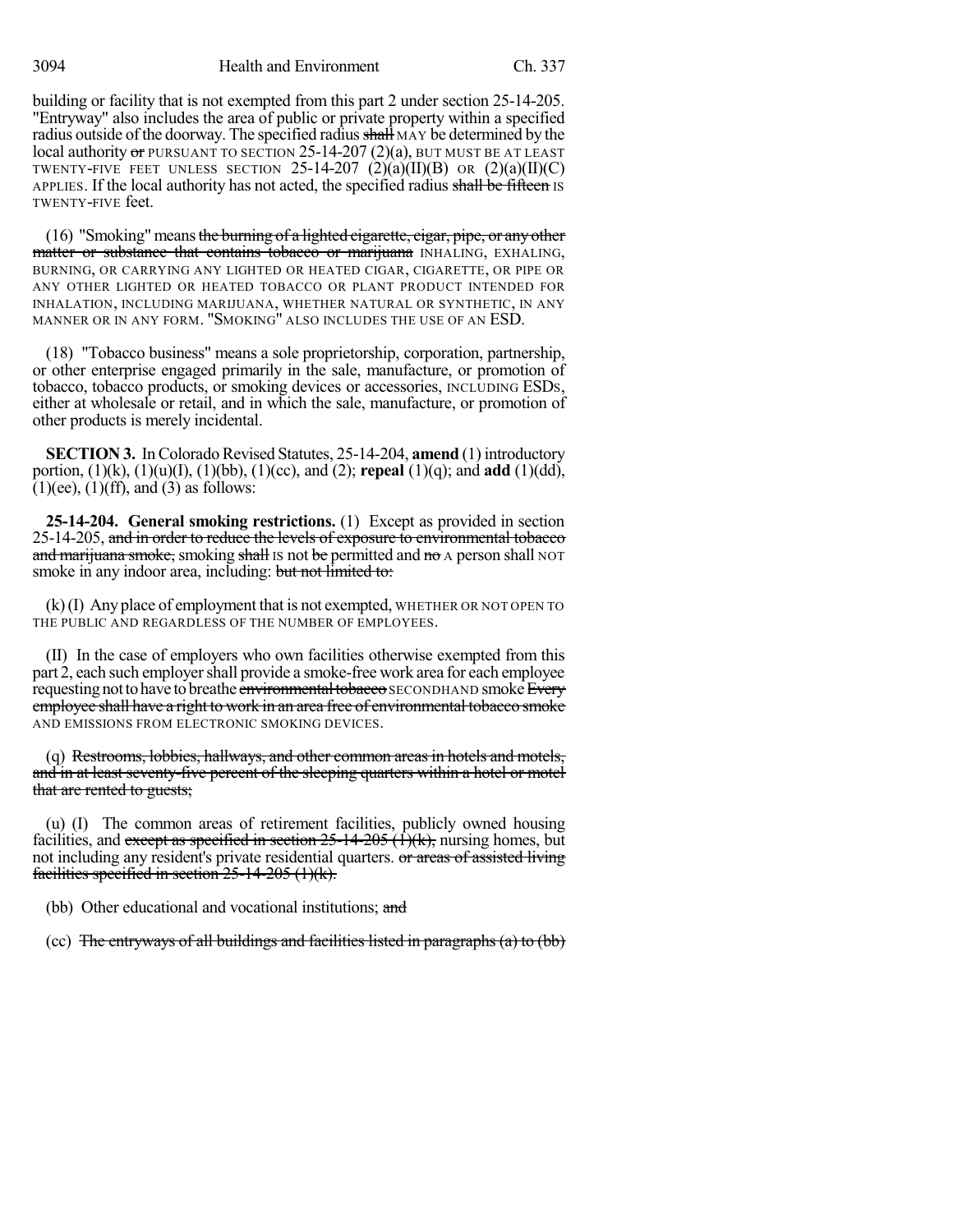building or facility that is not exempted from this part 2 under section 25-14-205. "Entryway" also includes the area of public or private property within a specified radius outside of the doorway. The specified radius ~~shall~~ MAY be determined by the local authority ~~or~~ PURSUANT TO SECTION 25-14-207 (2)(a), BUT MUST BE AT LEAST TWENTY-FIVE FEET UNLESS SECTION 25-14-207 (2)(a)(II)(B) OR (2)(a)(II)(C) APPLIES. If the local authority has not acted, the specified radius ~~shall be fifteen~~ IS TWENTY-FIVE feet.

(16) "Smoking" means ~~the burning of a lighted cigarette, cigar, pipe, or any other matter or substance that contains tobacco or marijuana~~ INHALING, EXHALING, BURNING, OR CARRYING ANY LIGHTED OR HEATED CIGAR, CIGARETTE, OR PIPE OR ANY OTHER LIGHTED OR HEATED TOBACCO OR PLANT PRODUCT INTENDED FOR INHALATION, INCLUDING MARIJUANA, WHETHER NATURAL OR SYNTHETIC, IN ANY MANNER OR IN ANY FORM. "SMOKING" ALSO INCLUDES THE USE OF AN ESD.

(18) "Tobacco business" means a sole proprietorship, corporation, partnership, or other enterprise engaged primarily in the sale, manufacture, or promotion of tobacco, tobacco products, or smoking devices or accessories, INCLUDING ESDS, either at wholesale or retail, and in which the sale, manufacture, or promotion of other products is merely incidental.

**SECTION 3.** In Colorado Revised Statutes, 25-14-204, **amend** (1) introductory portion, (1)(k), (1)(u)(I), (1)(bb), (1)(cc), and (2); **repeal** (1)(q); and **add** (1)(dd), (1)(ee), (1)(ff), and (3) as follows:

**25-14-204. General smoking restrictions.** (1) Except as provided in section 25-14-205, ~~and in order to reduce the levels of exposure to environmental tobacco and marijuana smoke,~~ smoking ~~shall~~ IS not ~~be~~ permitted and ~~no~~ A person shall NOT smoke in any indoor area, including: ~~but not limited to:~~

(k) (I) Any place of employment that is not exempted, WHETHER OR NOT OPEN TO THE PUBLIC AND REGARDLESS OF THE NUMBER OF EMPLOYEES.

(II) In the case of employers who own facilities otherwise exempted from this part 2, each such employer shall provide a smoke-free work area for each employee requesting not to have to breathe ~~environmental tobacco~~ SECONDHAND smoke ~~Every employee shall have a right to work in an area free of environmental tobacco smoke~~ AND EMISSIONS FROM ELECTRONIC SMOKING DEVICES.

(q) ~~Restrooms, lobbies, hallways, and other common areas in hotels and motels, and in at least seventy-five percent of the sleeping quarters within a hotel or motel that are rented to guests;~~

(u) (I) The common areas of retirement facilities, publicly owned housing facilities, and ~~except as specified in section 25-14-205 (1)(k),~~ nursing homes, but not including any resident's private residential quarters. ~~or areas of assisted living facilities specified in section 25-14-205 (1)(k).~~

(bb) Other educational and vocational institutions; ~~and~~

(cc) ~~The entryways of all buildings and facilities listed in paragraphs (a) to (bb)~~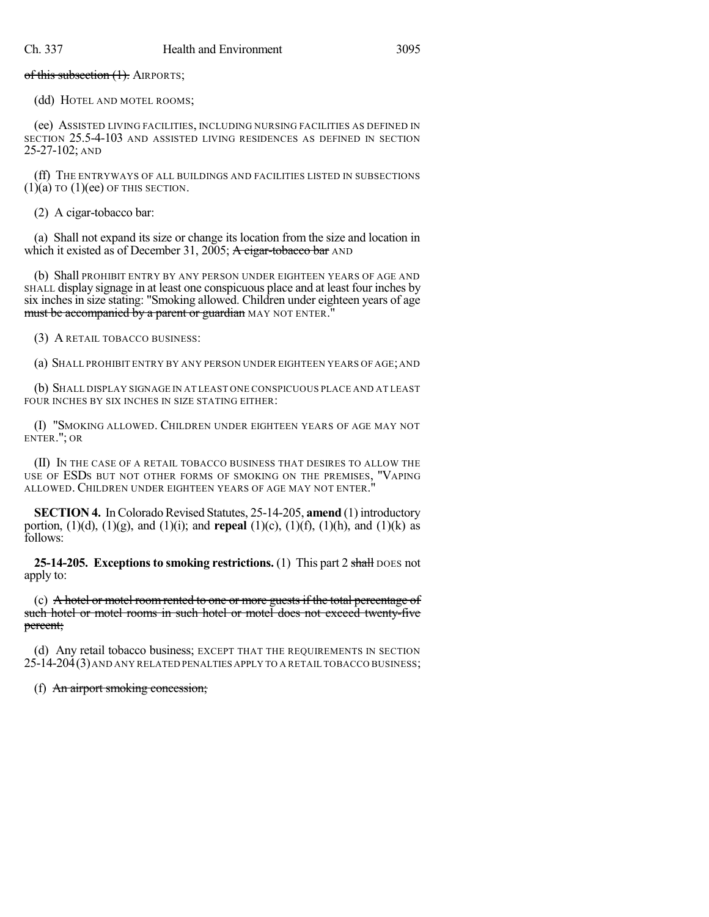of this subsection (1). AIRPORTS;

(dd) HOTEL AND MOTEL ROOMS;

(ee) ASSISTED LIVING FACILITIES, INCLUDING NURSING FACILITIES AS DEFINED IN SECTION 25.5-4-103 AND ASSISTED LIVING RESIDENCES AS DEFINED IN SECTION 25-27-102; AND

(ff) THE ENTRYWAYS OF ALL BUILDINGS AND FACILITIES LISTED IN SUBSECTIONS (1)(a) TO (1)(ee) OF THIS SECTION.

(2) A cigar-tobacco bar:

(a) Shall not expand its size or change its location from the size and location in which it existed as of December 31, 2005; A cigar-tobacco bar AND

(b) Shall PROHIBIT ENTRY BY ANY PERSON UNDER EIGHTEEN YEARS OF AGE AND SHALL display signage in at least one conspicuous place and at least four inches by six inches in size stating: "Smoking allowed. Children under eighteen years of age must be accompanied by a parent or guardian MAY NOT ENTER."

(3) A RETAIL TOBACCO BUSINESS:

(a) SHALL PROHIBIT ENTRY BY ANY PERSON UNDER EIGHTEEN YEARS OF AGE; AND

(b) SHALL DISPLAY SIGNAGE IN AT LEAST ONE CONSPICUOUS PLACE AND AT LEAST FOUR INCHES BY SIX INCHES IN SIZE STATING EITHER:

(I) "SMOKING ALLOWED. CHILDREN UNDER EIGHTEEN YEARS OF AGE MAY NOT ENTER."; OR

(II) IN THE CASE OF A RETAIL TOBACCO BUSINESS THAT DESIRES TO ALLOW THE USE OF ESDS BUT NOT OTHER FORMS OF SMOKING ON THE PREMISES, "VAPING ALLOWED. CHILDREN UNDER EIGHTEEN YEARS OF AGE MAY NOT ENTER."

**SECTION 4.** In Colorado Revised Statutes, 25-14-205, **amend** (1) introductory portion, (1)(d), (1)(g), and (1)(i); and **repeal** (1)(c), (1)(f), (1)(h), and (1)(k) as follows:

**25-14-205. Exceptions to smoking restrictions.** (1) This part 2 shall DOES not apply to:

(c) A hotel or motel room rented to one or more guests if the total percentage of such hotel or motel rooms in such hotel or motel does not exceed twenty-five percent;

(d) Any retail tobacco business; EXCEPT THAT THE REQUIREMENTS IN SECTION 25-14-204 (3) AND ANY RELATED PENALTIES APPLY TO A RETAIL TOBACCO BUSINESS;

(f) An airport smoking concession;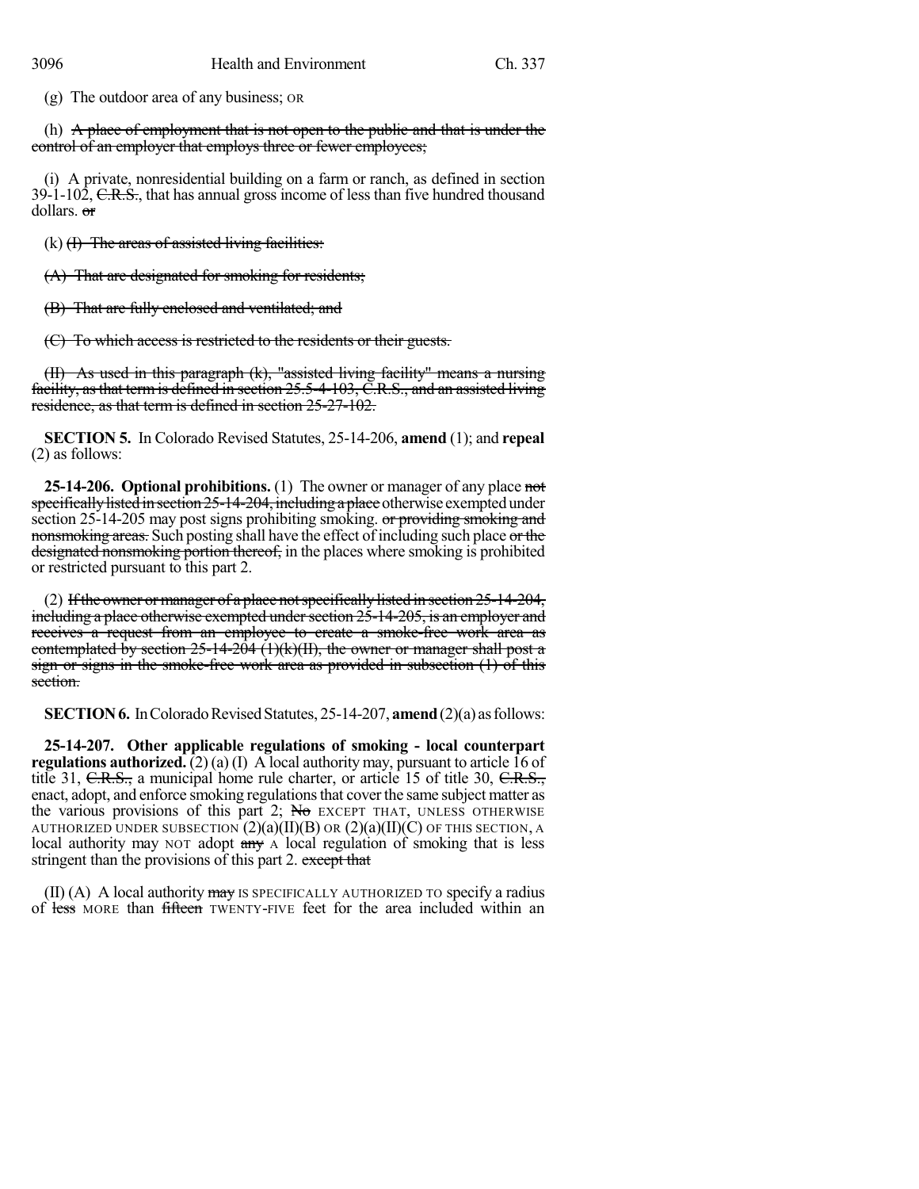(g) The outdoor area of any business; OR

(h) ~~A place of employment that is not open to the public and that is under the control of an employer that employs three or fewer employees;~~

(i) A private, nonresidential building on a farm or ranch, as defined in section 39-1-102, ~~C.R.S.~~, that has annual gross income of less than five hundred thousand dollars. ~~or~~

(k) ~~(I) The areas of assisted living facilities:~~

~~(A) That are designated for smoking for residents;~~

~~(B) That are fully enclosed and ventilated; and~~

~~(C) To which access is restricted to the residents or their guests.~~

~~(II) As used in this paragraph (k), "assisted living facility" means a nursing facility, as that term is defined in section 25.5-4-103, C.R.S., and an assisted living residence, as that term is defined in section 25-27-102.~~

**SECTION 5.** In Colorado Revised Statutes, 25-14-206, **amend** (1); and **repeal** (2) as follows:

**25-14-206. Optional prohibitions.** (1) The owner or manager of any place ~~not specifically listed in section 25-14-204, including a place~~ otherwise exempted under section 25-14-205 may post signs prohibiting smoking. ~~or providing smoking and nonsmoking areas.~~ Such posting shall have the effect of including such place ~~or the designated nonsmoking portion thereof,~~ in the places where smoking is prohibited or restricted pursuant to this part 2.

(2) ~~If the owner or manager of a place not specifically listed in section 25-14-204, including a place otherwise exempted under section 25-14-205, is an employer and receives a request from an employee to create a smoke-free work area as contemplated by section 25-14-204 (1)(k)(II), the owner or manager shall post a sign or signs in the smoke-free work area as provided in subsection (1) of this section.~~

**SECTION 6.** In Colorado Revised Statutes, 25-14-207, **amend** (2)(a) as follows:

**25-14-207. Other applicable regulations of smoking - local counterpart regulations authorized.** (2) (a) (I) A local authority may, pursuant to article 16 of title 31, ~~C.R.S.~~, a municipal home rule charter, or article 15 of title 30, ~~C.R.S.~~, enact, adopt, and enforce smoking regulations that cover the same subject matter as the various provisions of this part 2; ~~No~~ EXCEPT THAT, UNLESS OTHERWISE AUTHORIZED UNDER SUBSECTION (2)(a)(II)(B) OR (2)(a)(II)(C) OF THIS SECTION, A local authority may NOT adopt ~~any~~ A local regulation of smoking that is less stringent than the provisions of this part 2. ~~except that~~

(II) (A) A local authority ~~may~~ IS SPECIFICALLY AUTHORIZED TO specify a radius of ~~less~~ MORE than ~~fifteen~~ TWENTY-FIVE feet for the area included within an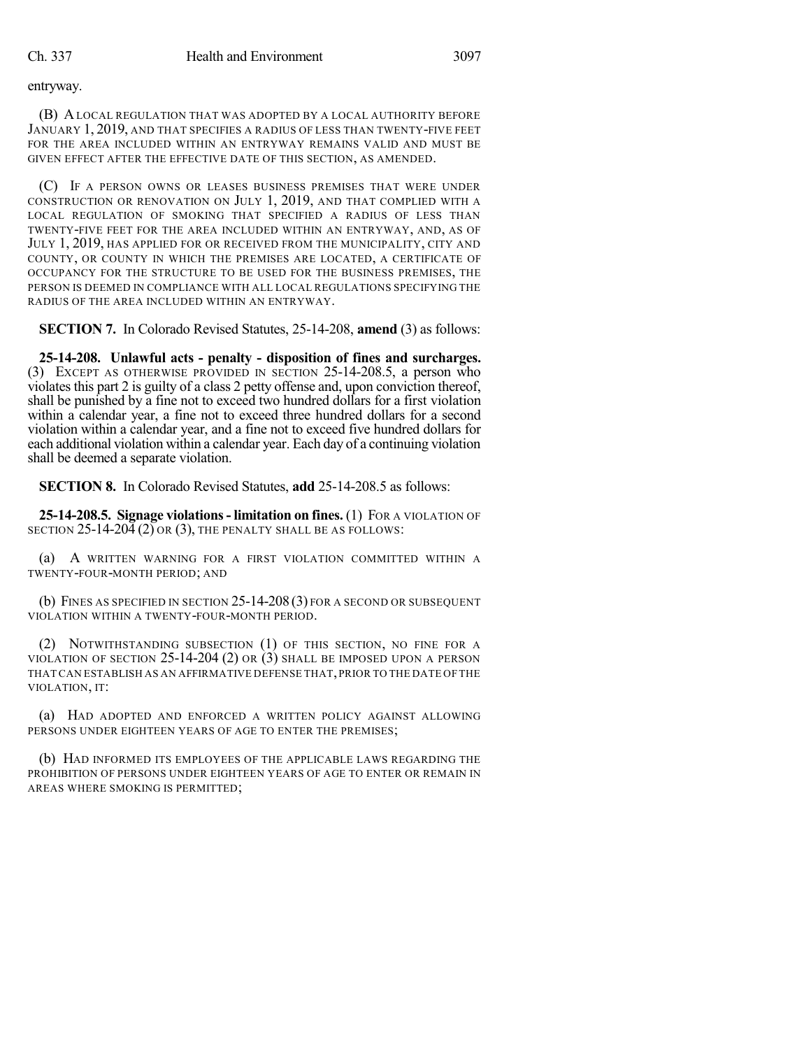entryway.

(B) A LOCAL REGULATION THAT WAS ADOPTED BY A LOCAL AUTHORITY BEFORE JANUARY 1, 2019, AND THAT SPECIFIES A RADIUS OF LESS THAN TWENTY-FIVE FEET FOR THE AREA INCLUDED WITHIN AN ENTRYWAY REMAINS VALID AND MUST BE GIVEN EFFECT AFTER THE EFFECTIVE DATE OF THIS SECTION, AS AMENDED.

(C) IF A PERSON OWNS OR LEASES BUSINESS PREMISES THAT WERE UNDER CONSTRUCTION OR RENOVATION ON JULY 1, 2019, AND THAT COMPLIED WITH A LOCAL REGULATION OF SMOKING THAT SPECIFIED A RADIUS OF LESS THAN TWENTY-FIVE FEET FOR THE AREA INCLUDED WITHIN AN ENTRYWAY, AND, AS OF JULY 1, 2019, HAS APPLIED FOR OR RECEIVED FROM THE MUNICIPALITY, CITY AND COUNTY, OR COUNTY IN WHICH THE PREMISES ARE LOCATED, A CERTIFICATE OF OCCUPANCY FOR THE STRUCTURE TO BE USED FOR THE BUSINESS PREMISES, THE PERSON IS DEEMED IN COMPLIANCE WITH ALL LOCAL REGULATIONS SPECIFYING THE RADIUS OF THE AREA INCLUDED WITHIN AN ENTRYWAY.

**SECTION 7.** In Colorado Revised Statutes, 25-14-208, **amend** (3) as follows:

**25-14-208. Unlawful acts - penalty - disposition of fines and surcharges.** (3) EXCEPT AS OTHERWISE PROVIDED IN SECTION 25-14-208.5, a person who violates this part 2 is guilty of a class 2 petty offense and, upon conviction thereof, shall be punished by a fine not to exceed two hundred dollars for a first violation within a calendar year, a fine not to exceed three hundred dollars for a second violation within a calendar year, and a fine not to exceed five hundred dollars for each additional violation within a calendar year. Each day of a continuing violation shall be deemed a separate violation.

**SECTION 8.** In Colorado Revised Statutes, **add** 25-14-208.5 as follows:

**25-14-208.5. Signage violations - limitation on fines.** (1) FOR A VIOLATION OF SECTION 25-14-204 (2) OR (3), THE PENALTY SHALL BE AS FOLLOWS:

(a) A WRITTEN WARNING FOR A FIRST VIOLATION COMMITTED WITHIN A TWENTY-FOUR-MONTH PERIOD; AND

(b) FINES AS SPECIFIED IN SECTION 25-14-208 (3) FOR A SECOND OR SUBSEQUENT VIOLATION WITHIN A TWENTY-FOUR-MONTH PERIOD.

(2) NOTWITHSTANDING SUBSECTION (1) OF THIS SECTION, NO FINE FOR A VIOLATION OF SECTION 25-14-204 (2) OR (3) SHALL BE IMPOSED UPON A PERSON THAT CAN ESTABLISH AS AN AFFIRMATIVE DEFENSE THAT, PRIOR TO THE DATE OF THE VIOLATION, IT:

(a) HAD ADOPTED AND ENFORCED A WRITTEN POLICY AGAINST ALLOWING PERSONS UNDER EIGHTEEN YEARS OF AGE TO ENTER THE PREMISES;

(b) HAD INFORMED ITS EMPLOYEES OF THE APPLICABLE LAWS REGARDING THE PROHIBITION OF PERSONS UNDER EIGHTEEN YEARS OF AGE TO ENTER OR REMAIN IN AREAS WHERE SMOKING IS PERMITTED;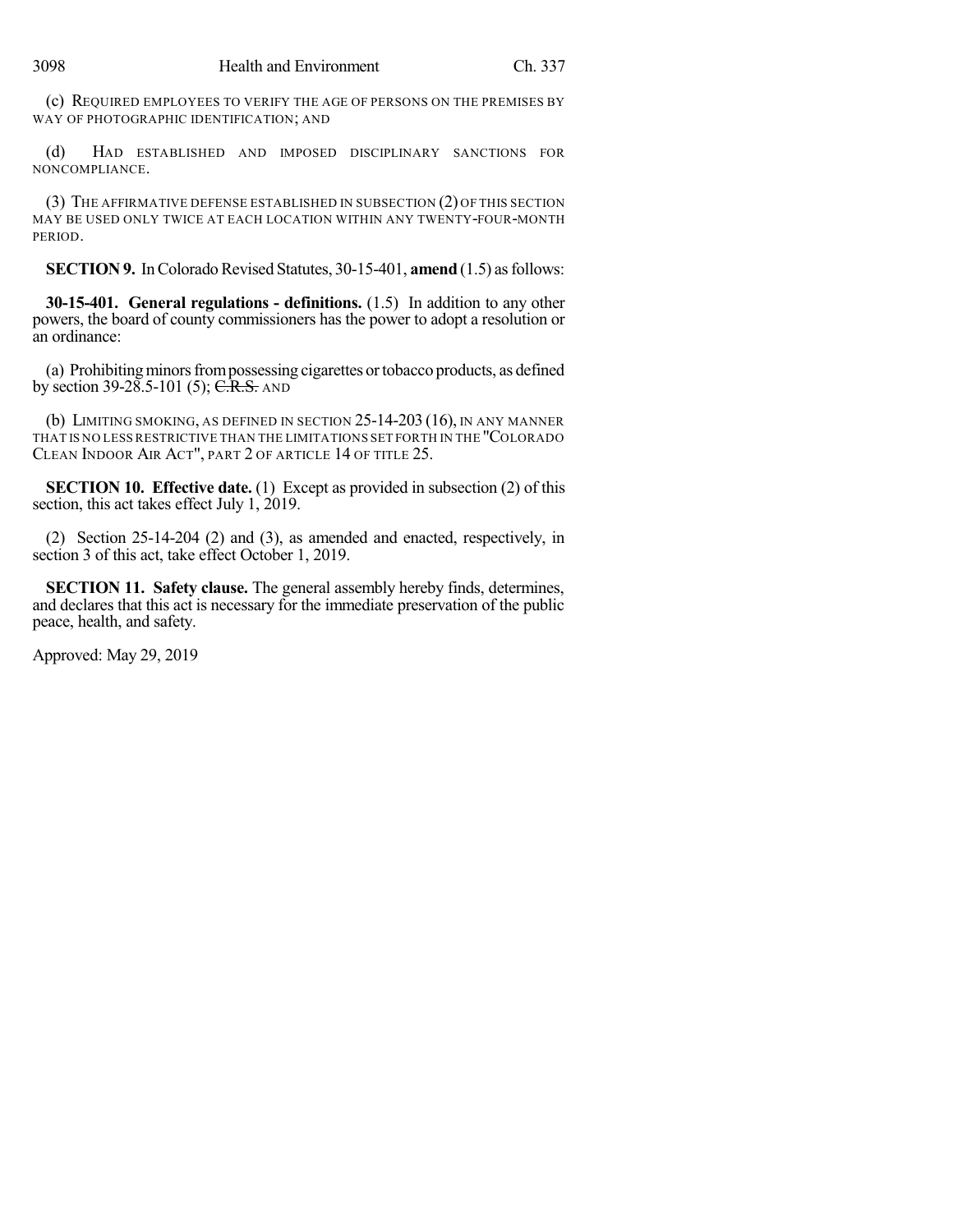(c) REQUIRED EMPLOYEES TO VERIFY THE AGE OF PERSONS ON THE PREMISES BY WAY OF PHOTOGRAPHIC IDENTIFICATION; AND

(d) HAD ESTABLISHED AND IMPOSED DISCIPLINARY SANCTIONS FOR NONCOMPLIANCE.

(3) THE AFFIRMATIVE DEFENSE ESTABLISHED IN SUBSECTION (2) OF THIS SECTION MAY BE USED ONLY TWICE AT EACH LOCATION WITHIN ANY TWENTY-FOUR-MONTH PERIOD.

**SECTION 9.** In Colorado Revised Statutes, 30-15-401, **amend** (1.5) as follows:

**30-15-401. General regulations - definitions.** (1.5) In addition to any other powers, the board of county commissioners has the power to adopt a resolution or an ordinance:

(a) Prohibiting minors from possessing cigarettes or tobacco products, as defined by section 39-28.5-101 (5); ~~C.R.S.~~ AND

(b) LIMITING SMOKING, AS DEFINED IN SECTION 25-14-203 (16), IN ANY MANNER THAT IS NO LESS RESTRICTIVE THAN THE LIMITATIONS SET FORTH IN THE "COLORADO CLEAN INDOOR AIR ACT", PART 2 OF ARTICLE 14 OF TITLE 25.

**SECTION 10. Effective date.** (1) Except as provided in subsection (2) of this section, this act takes effect July 1, 2019.

(2) Section 25-14-204 (2) and (3), as amended and enacted, respectively, in section 3 of this act, take effect October 1, 2019.

**SECTION 11. Safety clause.** The general assembly hereby finds, determines, and declares that this act is necessary for the immediate preservation of the public peace, health, and safety.

Approved: May 29, 2019